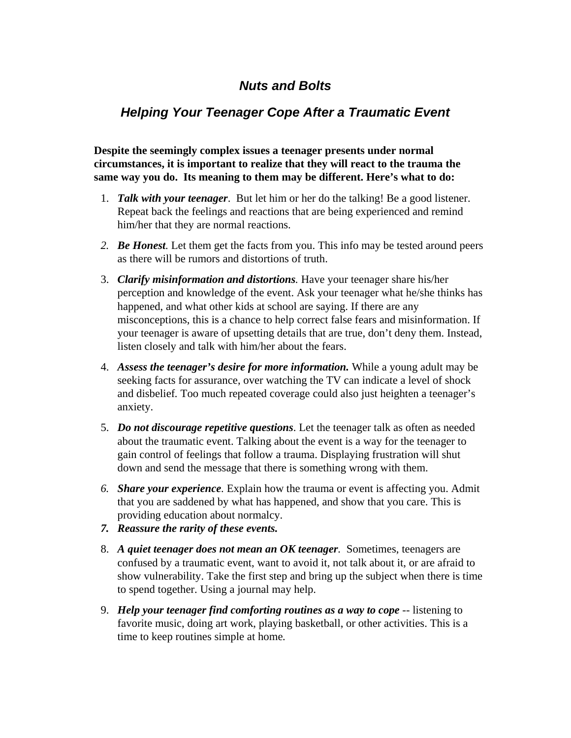# *Nuts and Bolts*

## *Helping Your Teenager Cope After a Traumatic Event*

**Despite the seemingly complex issues a teenager presents under normal circumstances, it is important to realize that they will react to the trauma the same way you do. Its meaning to them may be different. Here's what to do:**

1. ***Talk with your teenager***. But let him or her do the talking! Be a good listener. Repeat back the feelings and reactions that are being experienced and remind him/her that they are normal reactions.
2. ***Be Honest***. Let them get the facts from you. This info may be tested around peers as there will be rumors and distortions of truth.
3. ***Clarify misinformation and distortions***. Have your teenager share his/her perception and knowledge of the event. Ask your teenager what he/she thinks has happened, and what other kids at school are saying. If there are any misconceptions, this is a chance to help correct false fears and misinformation. If your teenager is aware of upsetting details that are true, don't deny them. Instead, listen closely and talk with him/her about the fears.
4. ***Assess the teenager's desire for more information.*** While a young adult may be seeking facts for assurance, over watching the TV can indicate a level of shock and disbelief. Too much repeated coverage could also just heighten a teenager's anxiety.
5. ***Do not discourage repetitive questions***. Let the teenager talk as often as needed about the traumatic event. Talking about the event is a way for the teenager to gain control of feelings that follow a trauma. Displaying frustration will shut down and send the message that there is something wrong with them.
6. ***Share your experience***. Explain how the trauma or event is affecting you. Admit that you are saddened by what has happened, and show that you care. This is providing education about normalcy.
7. ***Reassure the rarity of these events.***
8. ***A quiet teenager does not mean an OK teenager***. Sometimes, teenagers are confused by a traumatic event, want to avoid it, not talk about it, or are afraid to show vulnerability. Take the first step and bring up the subject when there is time to spend together. Using a journal may help.
9. ***Help your teenager find comforting routines as a way to cope*** -- listening to favorite music, doing art work, playing basketball, or other activities. This is a time to keep routines simple at home.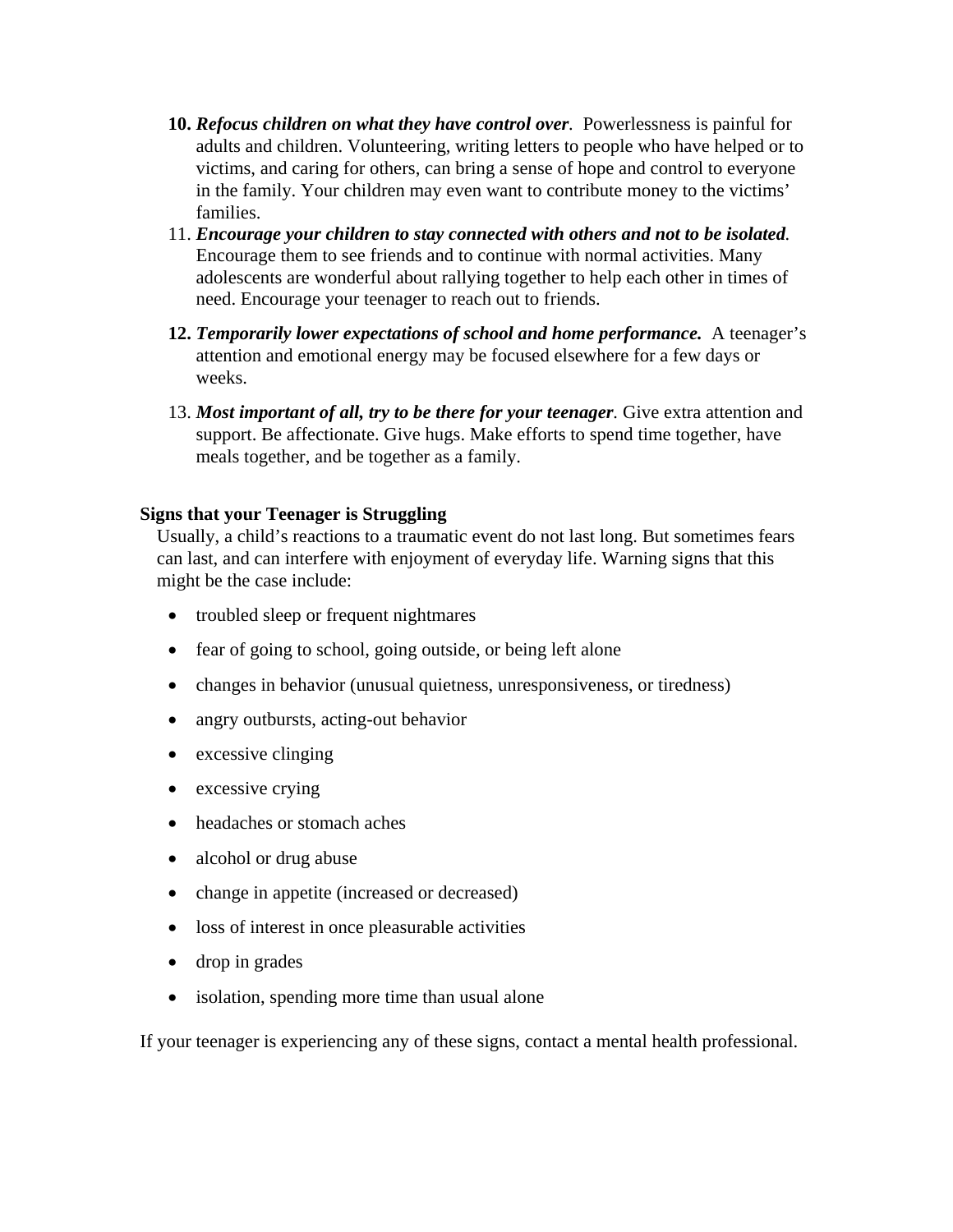10. ***Refocus children on what they have control over***. Powerlessness is painful for adults and children. Volunteering, writing letters to people who have helped or to victims, and caring for others, can bring a sense of hope and control to everyone in the family. Your children may even want to contribute money to the victims' families.
11. ***Encourage your children to stay connected with others and not to be isolated***. Encourage them to see friends and to continue with normal activities. Many adolescents are wonderful about rallying together to help each other in times of need. Encourage your teenager to reach out to friends.
12. ***Temporarily lower expectations of school and home performance.*** A teenager's attention and emotional energy may be focused elsewhere for a few days or weeks.
13. ***Most important of all, try to be there for your teenager***. Give extra attention and support. Be affectionate. Give hugs. Make efforts to spend time together, have meals together, and be together as a family.

**Signs that your Teenager is Struggling**

Usually, a child's reactions to a traumatic event do not last long. But sometimes fears can last, and can interfere with enjoyment of everyday life. Warning signs that this might be the case include:

- troubled sleep or frequent nightmares
- fear of going to school, going outside, or being left alone
- changes in behavior (unusual quietness, unresponsiveness, or tiredness)
- angry outbursts, acting-out behavior
- excessive clinging
- excessive crying
- headaches or stomach aches
- alcohol or drug abuse
- change in appetite (increased or decreased)
- loss of interest in once pleasurable activities
- drop in grades
- isolation, spending more time than usual alone

If your teenager is experiencing any of these signs, contact a mental health professional.